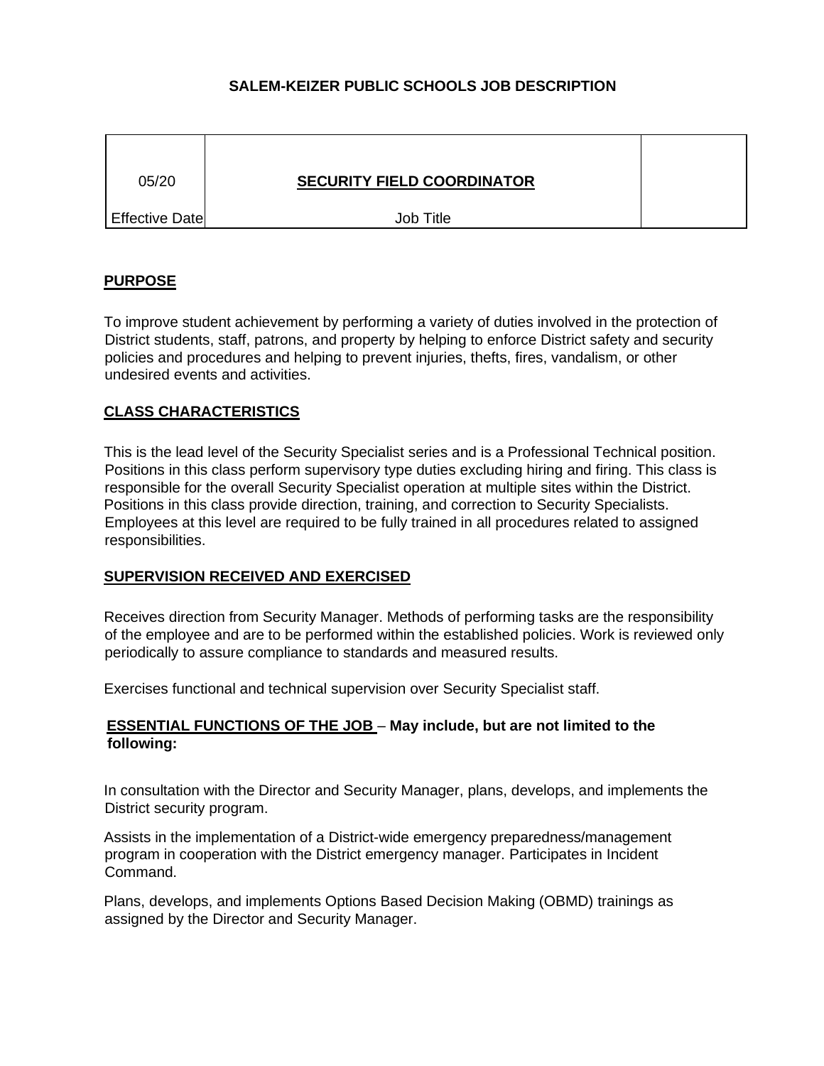# SALEM-KEIZER PUBLIC SCHOOLS JOB DESCRIPTION

| 05/20 | SECURITY FIELD COORDINATOR | |
|---|---|---|
| Effective Date | Job Title | |

## PURPOSE

To improve student achievement by performing a variety of duties involved in the protection of District students, staff, patrons, and property by helping to enforce District safety and security policies and procedures and helping to prevent injuries, thefts, fires, vandalism, or other undesired events and activities.

## CLASS CHARACTERISTICS

This is the lead level of the Security Specialist series and is a Professional Technical position. Positions in this class perform supervisory type duties excluding hiring and firing. This class is responsible for the overall Security Specialist operation at multiple sites within the District. Positions in this class provide direction, training, and correction to Security Specialists. Employees at this level are required to be fully trained in all procedures related to assigned responsibilities.

## SUPERVISION RECEIVED AND EXERCISED

Receives direction from Security Manager. Methods of performing tasks are the responsibility of the employee and are to be performed within the established policies. Work is reviewed only periodically to assure compliance to standards and measured results.

Exercises functional and technical supervision over Security Specialist staff.

## ESSENTIAL FUNCTIONS OF THE JOB – May include, but are not limited to the following:

In consultation with the Director and Security Manager, plans, develops, and implements the District security program.

Assists in the implementation of a District-wide emergency preparedness/management program in cooperation with the District emergency manager. Participates in Incident Command.

Plans, develops, and implements Options Based Decision Making (OBMD) trainings as assigned by the Director and Security Manager.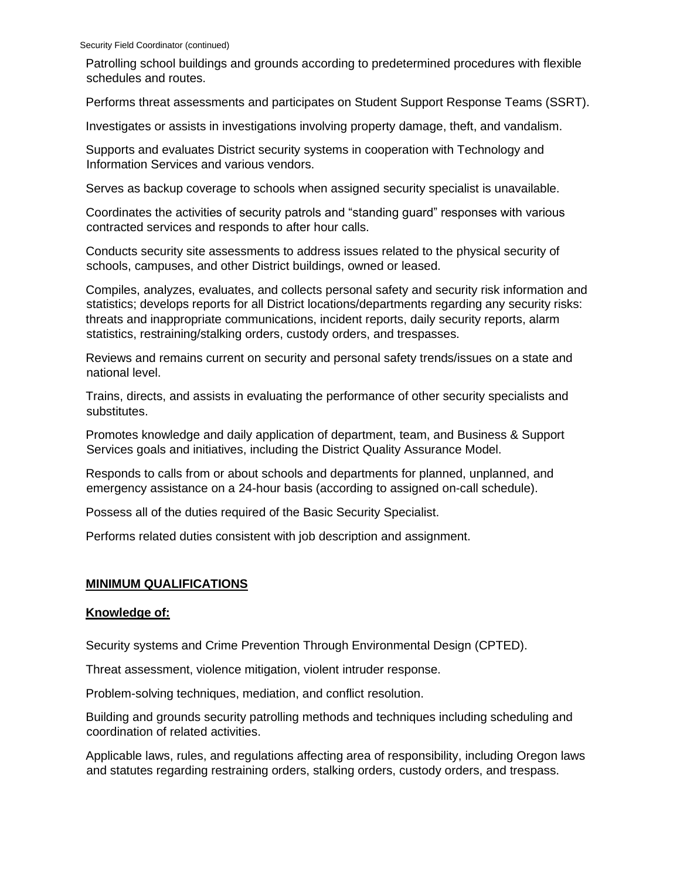Patrolling school buildings and grounds according to predetermined procedures with flexible schedules and routes.

Performs threat assessments and participates on Student Support Response Teams (SSRT).

Investigates or assists in investigations involving property damage, theft, and vandalism.

Supports and evaluates District security systems in cooperation with Technology and Information Services and various vendors.

Serves as backup coverage to schools when assigned security specialist is unavailable.

Coordinates the activities of security patrols and "standing guard" responses with various contracted services and responds to after hour calls.

Conducts security site assessments to address issues related to the physical security of schools, campuses, and other District buildings, owned or leased.

Compiles, analyzes, evaluates, and collects personal safety and security risk information and statistics; develops reports for all District locations/departments regarding any security risks: threats and inappropriate communications, incident reports, daily security reports, alarm statistics, restraining/stalking orders, custody orders, and trespasses.

Reviews and remains current on security and personal safety trends/issues on a state and national level.

Trains, directs, and assists in evaluating the performance of other security specialists and substitutes.

Promotes knowledge and daily application of department, team, and Business & Support Services goals and initiatives, including the District Quality Assurance Model.

Responds to calls from or about schools and departments for planned, unplanned, and emergency assistance on a 24-hour basis (according to assigned on-call schedule).

Possess all of the duties required of the Basic Security Specialist.

Performs related duties consistent with job description and assignment.

## MINIMUM QUALIFICATIONS

### Knowledge of:

Security systems and Crime Prevention Through Environmental Design (CPTED).

Threat assessment, violence mitigation, violent intruder response.

Problem-solving techniques, mediation, and conflict resolution.

Building and grounds security patrolling methods and techniques including scheduling and coordination of related activities.

Applicable laws, rules, and regulations affecting area of responsibility, including Oregon laws and statutes regarding restraining orders, stalking orders, custody orders, and trespass.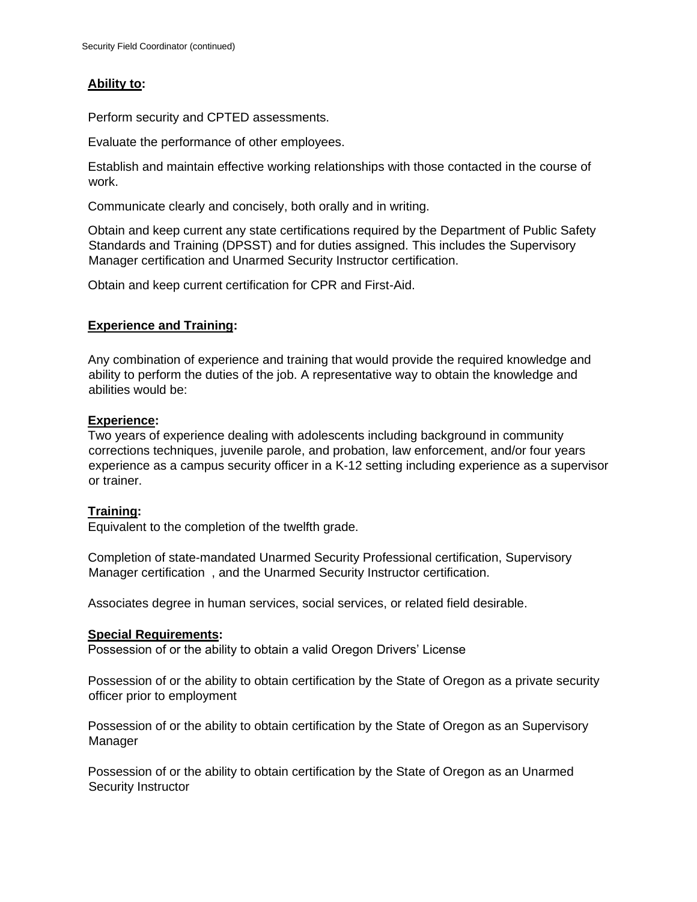**Ability to:**

Perform security and CPTED assessments.

Evaluate the performance of other employees.

Establish and maintain effective working relationships with those contacted in the course of work.

Communicate clearly and concisely, both orally and in writing.

Obtain and keep current any state certifications required by the Department of Public Safety Standards and Training (DPSST) and for duties assigned. This includes the Supervisory Manager certification and Unarmed Security Instructor certification.

Obtain and keep current certification for CPR and First-Aid.

**Experience and Training:**

Any combination of experience and training that would provide the required knowledge and ability to perform the duties of the job. A representative way to obtain the knowledge and abilities would be:

**Experience:**
Two years of experience dealing with adolescents including background in community corrections techniques, juvenile parole, and probation, law enforcement, and/or four years experience as a campus security officer in a K-12 setting including experience as a supervisor or trainer.

**Training:**
Equivalent to the completion of the twelfth grade.

Completion of state-mandated Unarmed Security Professional certification, Supervisory Manager certification , and the Unarmed Security Instructor certification.

Associates degree in human services, social services, or related field desirable.

**Special Requirements:**
Possession of or the ability to obtain a valid Oregon Drivers' License

Possession of or the ability to obtain certification by the State of Oregon as a private security officer prior to employment

Possession of or the ability to obtain certification by the State of Oregon as an Supervisory Manager

Possession of or the ability to obtain certification by the State of Oregon as an Unarmed Security Instructor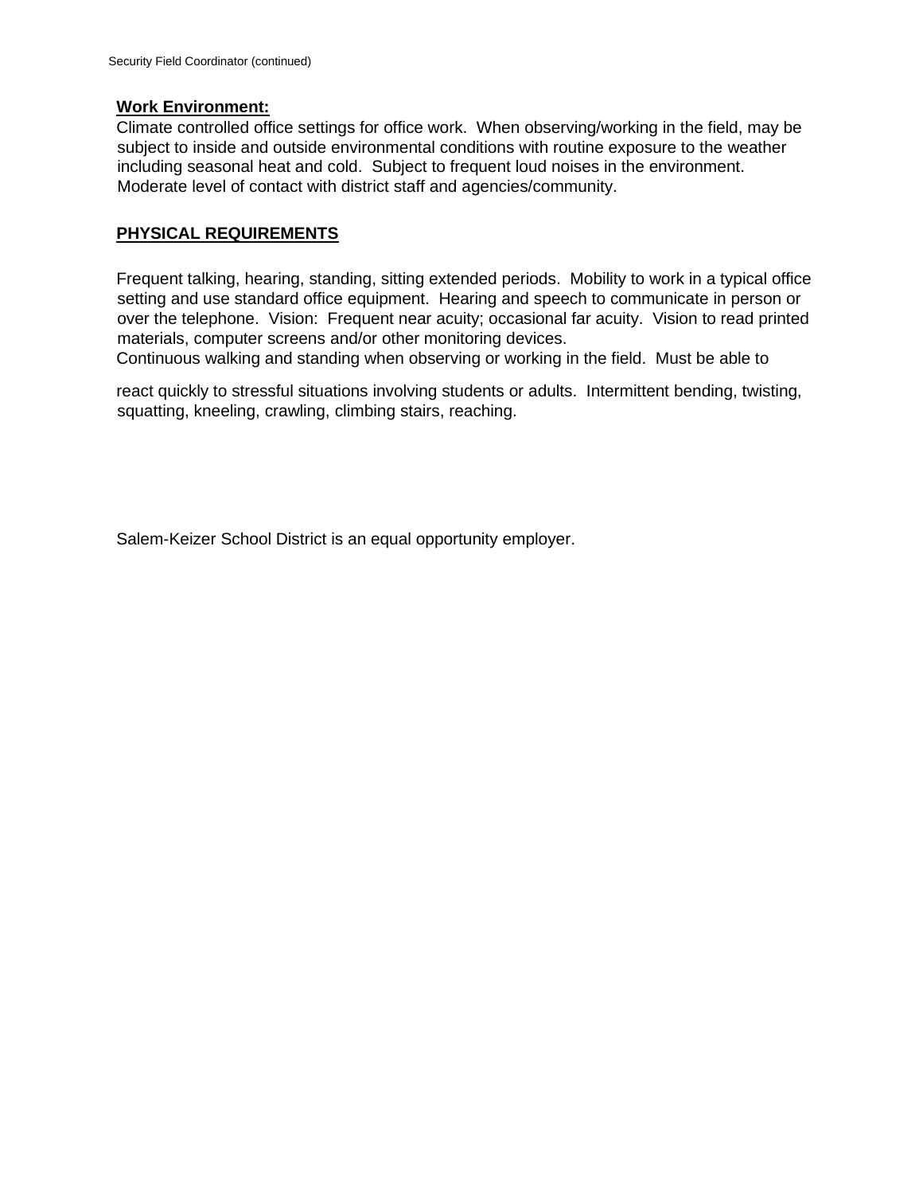**Work Environment:**

Climate controlled office settings for office work. When observing/working in the field, may be subject to inside and outside environmental conditions with routine exposure to the weather including seasonal heat and cold. Subject to frequent loud noises in the environment. Moderate level of contact with district staff and agencies/community.

**PHYSICAL REQUIREMENTS**

Frequent talking, hearing, standing, sitting extended periods. Mobility to work in a typical office setting and use standard office equipment. Hearing and speech to communicate in person or over the telephone. Vision: Frequent near acuity; occasional far acuity. Vision to read printed materials, computer screens and/or other monitoring devices.
Continuous walking and standing when observing or working in the field. Must be able to react quickly to stressful situations involving students or adults. Intermittent bending, twisting, squatting, kneeling, crawling, climbing stairs, reaching.

Salem-Keizer School District is an equal opportunity employer.